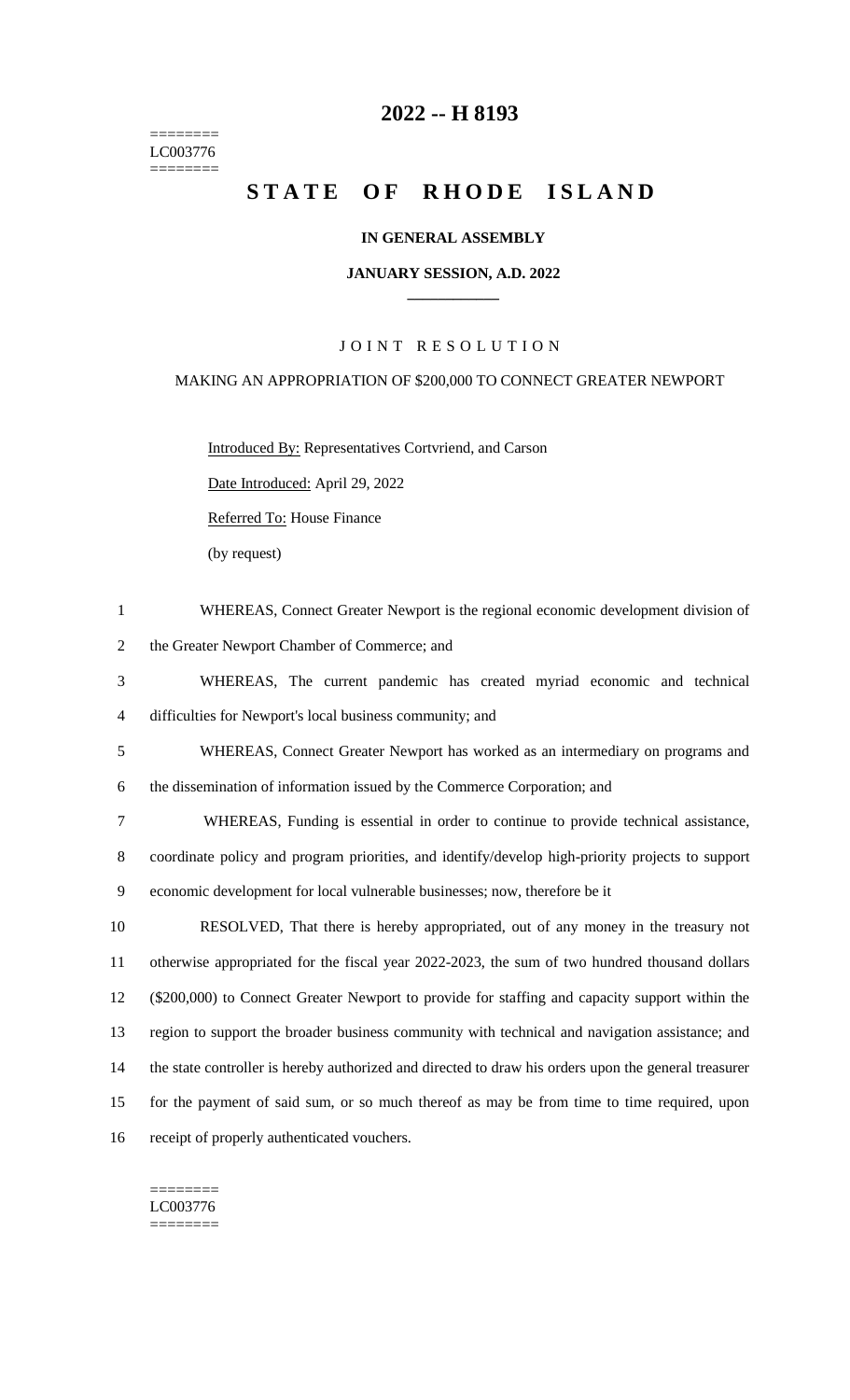# 2022 -- H 8193

========
LC003776
========

# STATE OF RHODE ISLAND

**IN GENERAL ASSEMBLY**

**JANUARY SESSION, A.D. 2022**

JOINT RESOLUTION

MAKING AN APPROPRIATION OF $200,000 TO CONNECT GREATER NEWPORT

Introduced By: Representatives Cortvriend, and Carson

Date Introduced: April 29, 2022

Referred To: House Finance

(by request)

WHEREAS, Connect Greater Newport is the regional economic development division of the Greater Newport Chamber of Commerce; and

WHEREAS, The current pandemic has created myriad economic and technical difficulties for Newport's local business community; and

WHEREAS, Connect Greater Newport has worked as an intermediary on programs and the dissemination of information issued by the Commerce Corporation; and

WHEREAS, Funding is essential in order to continue to provide technical assistance, coordinate policy and program priorities, and identify/develop high-priority projects to support economic development for local vulnerable businesses; now, therefore be it

RESOLVED, That there is hereby appropriated, out of any money in the treasury not otherwise appropriated for the fiscal year 2022-2023, the sum of two hundred thousand dollars ($200,000) to Connect Greater Newport to provide for staffing and capacity support within the region to support the broader business community with technical and navigation assistance; and the state controller is hereby authorized and directed to draw his orders upon the general treasurer for the payment of said sum, or so much thereof as may be from time to time required, upon receipt of properly authenticated vouchers.

========
LC003776
========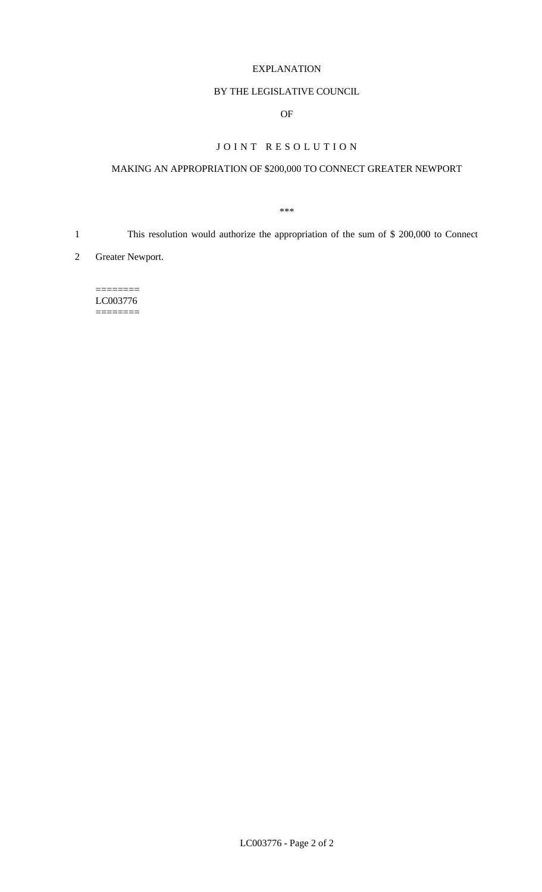EXPLANATION

BY THE LEGISLATIVE COUNCIL

OF

JOINT RESOLUTION

MAKING AN APPROPRIATION OF $200,000 TO CONNECT GREATER NEWPORT

***

1 This resolution would authorize the appropriation of the sum of $ 200,000 to Connect
2 Greater Newport.

========
LC003776
========